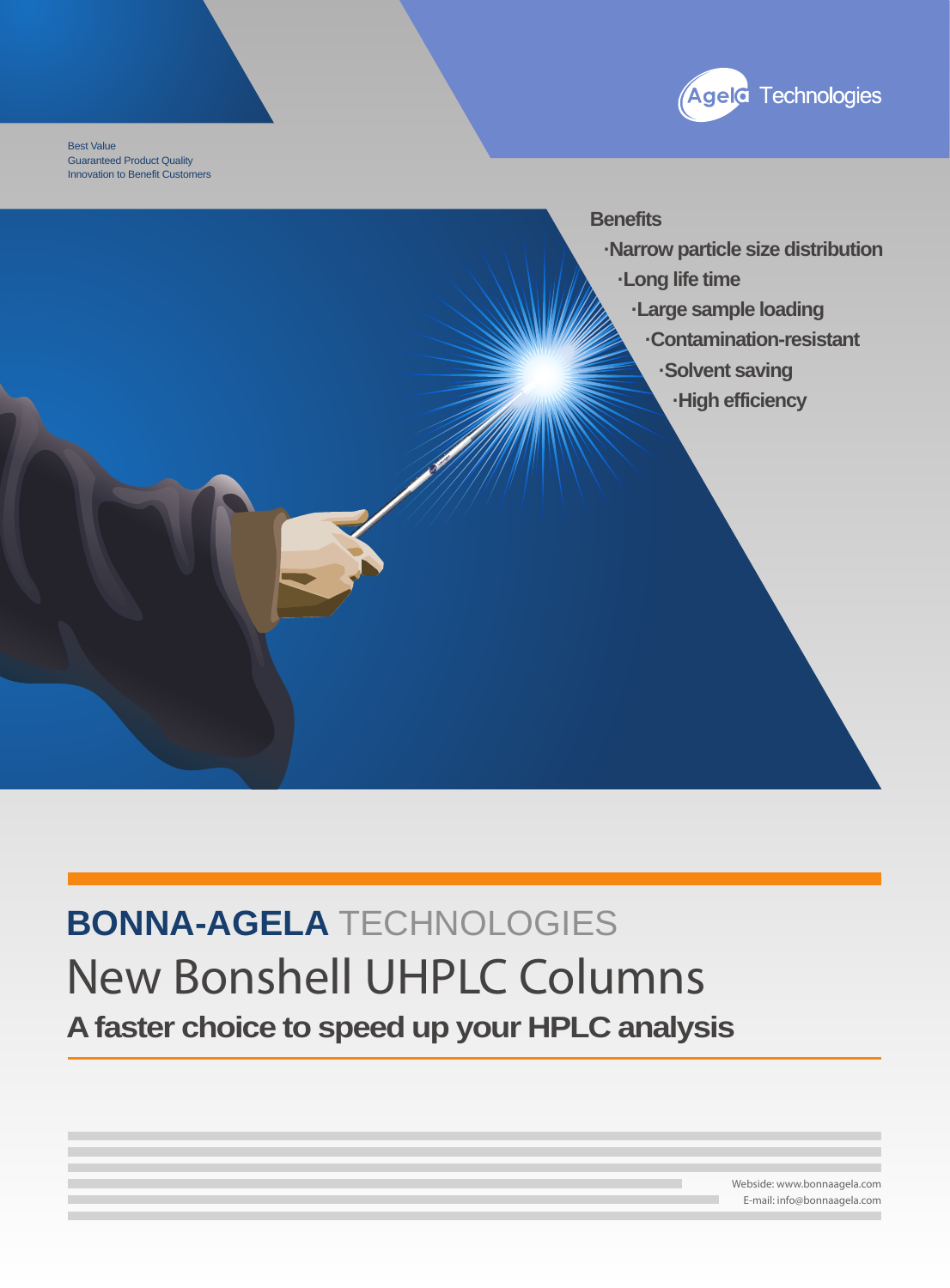Agela Technologies

Best Value
Guaranteed Product Quality
Innovation to Benefit Customers

**Benefits**

- **Narrow particle size distribution**
- **Long life time**
- **Large sample loading**
- **Contamination-resistant**
- **Solvent saving**
- **High efficiency**

# **BONNA-AGELA** TECHNOLOGIES

# New Bonshell UHPLC Columns

## A faster choice to speed up your HPLC analysis

Webside: www.bonnaagela.com
E-mail: info@bonnaagela.com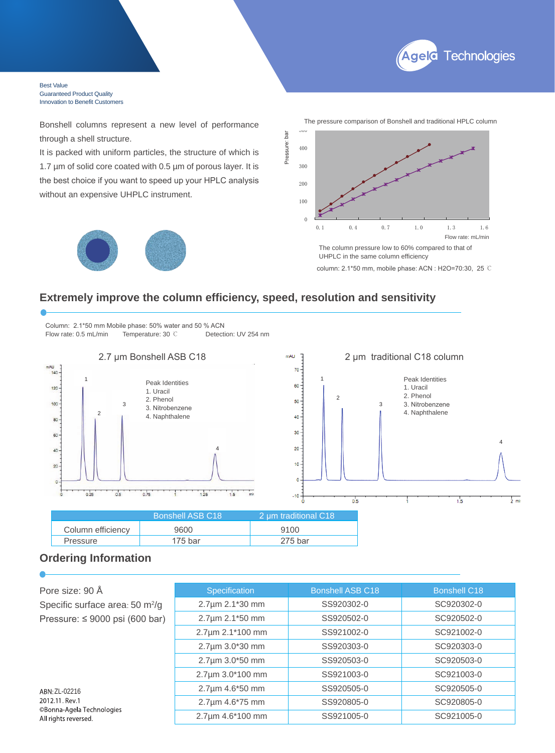Agela Technologies

Best Value
Guaranteed Product Quality
Innovation to Benefit Customers

Bonshell columns represent a new level of performance through a shell structure.
It is packed with uniform particles, the structure of which is 1.7 μm of solid core coated with 0.5 μm of porous layer. It is the best choice if you want to speed up your HPLC analysis without an expensive UHPLC instrument.

The pressure comparison of Bonshell and traditional HPLC column

Pressure: bar
500
400
300
200
100
0
0.1
0.4
0.7
1.0
1.3
1.6
Flow rate: mL/min

The column pressure low to 60% compared to that of UHPLC in the same column efficiency

column: 2.1*50 mm, mobile phase: ACN : H2O=70:30, 25 ℃

## Extremely improve the column efficiency, speed, resolution and sensitivity

Column: 2.1*50 mm Mobile phase: 50% water and 50 % ACN
Flow rate: 0.5 mL/min Temperature: 30 ℃ Detection: UV 254 nm

2.7 μm Bonshell ASB C18

mAU
140
120
100
80
60
40
20
0
0
0.25
0.5
0.75
1
1.25
1.5
min

1
2
3
4

Peak Identities
1. Uracil
2. Phenol
3. Nitrobenzene
4. Naphthalene

2 μm traditional C18 column

mAU
70
60
50
40
30
20
10
0
-10
0
0.5
1
1.5
2
min

1
2
3
4

Peak Identities
1. Uracil
2. Phenol
3. Nitrobenzene
4. Naphthalene

| | Bonshell ASB C18 | 2 μm traditional C18 |
|---|---|---|
| Column efficiency | 9600 | 9100 |
| Pressure | 175 bar | 275 bar |

## Ordering Information

Pore size: 90 Å
Specific surface area: 50 $m^2$/g
Pressure: ≤ 9000 psi (600 bar)

| Specification | Bonshell ASB C18 | Bonshell C18 |
|---|---|---|
| 2.7μm 2.1*30 mm | SS920302-0 | SC920302-0 |
| 2.7μm 2.1*50 mm | SS920502-0 | SC920502-0 |
| 2.7μm 2.1*100 mm | SS921002-0 | SC921002-0 |
| 2.7μm 3.0*30 mm | SS920303-0 | SC920303-0 |
| 2.7μm 3.0*50 mm | SS920503-0 | SC920503-0 |
| 2.7μm 3.0*100 mm | SS921003-0 | SC921003-0 |
| 2.7μm 4.6*50 mm | SS920505-0 | SC920505-0 |
| 2.7μm 4.6*75 mm | SS920805-0 | SC920805-0 |
| 2.7μm 4.6*100 mm | SS921005-0 | SC921005-0 |

ABN:ZL-02216
2012.11. Rev.1
©Bonna-Agela Technologies
All rights reversed.